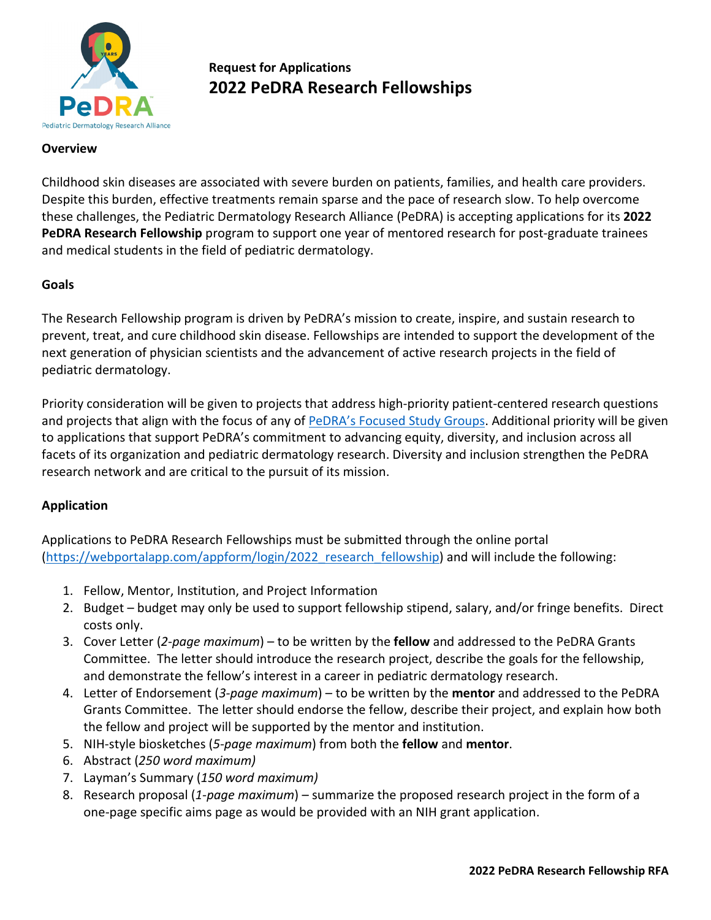# Request for Applications
## 2022 PeDRA Research Fellowships

### Overview

Childhood skin diseases are associated with severe burden on patients, families, and health care providers. Despite this burden, effective treatments remain sparse and the pace of research slow. To help overcome these challenges, the Pediatric Dermatology Research Alliance (PeDRA) is accepting applications for its **2022 PeDRA Research Fellowship** program to support one year of mentored research for post-graduate trainees and medical students in the field of pediatric dermatology.

### Goals

The Research Fellowship program is driven by PeDRA's mission to create, inspire, and sustain research to prevent, treat, and cure childhood skin disease. Fellowships are intended to support the development of the next generation of physician scientists and the advancement of active research projects in the field of pediatric dermatology.

Priority consideration will be given to projects that address high-priority patient-centered research questions and projects that align with the focus of any of PeDRA's Focused Study Groups. Additional priority will be given to applications that support PeDRA's commitment to advancing equity, diversity, and inclusion across all facets of its organization and pediatric dermatology research. Diversity and inclusion strengthen the PeDRA research network and are critical to the pursuit of its mission.

### Application

Applications to PeDRA Research Fellowships must be submitted through the online portal (https://webportalapp.com/appform/login/2022_research_fellowship) and will include the following:

1. Fellow, Mentor, Institution, and Project Information
2. Budget – budget may only be used to support fellowship stipend, salary, and/or fringe benefits. Direct costs only.
3. Cover Letter (*2-page maximum*) – to be written by the **fellow** and addressed to the PeDRA Grants Committee. The letter should introduce the research project, describe the goals for the fellowship, and demonstrate the fellow's interest in a career in pediatric dermatology research.
4. Letter of Endorsement (*3-page maximum*) – to be written by the **mentor** and addressed to the PeDRA Grants Committee. The letter should endorse the fellow, describe their project, and explain how both the fellow and project will be supported by the mentor and institution.
5. NIH-style biosketches (*5-page maximum*) from both the **fellow** and **mentor**.
6. Abstract (*250 word maximum)*
7. Layman's Summary (*150 word maximum)*
8. Research proposal (*1-page maximum*) – summarize the proposed research project in the form of a one-page specific aims page as would be provided with an NIH grant application.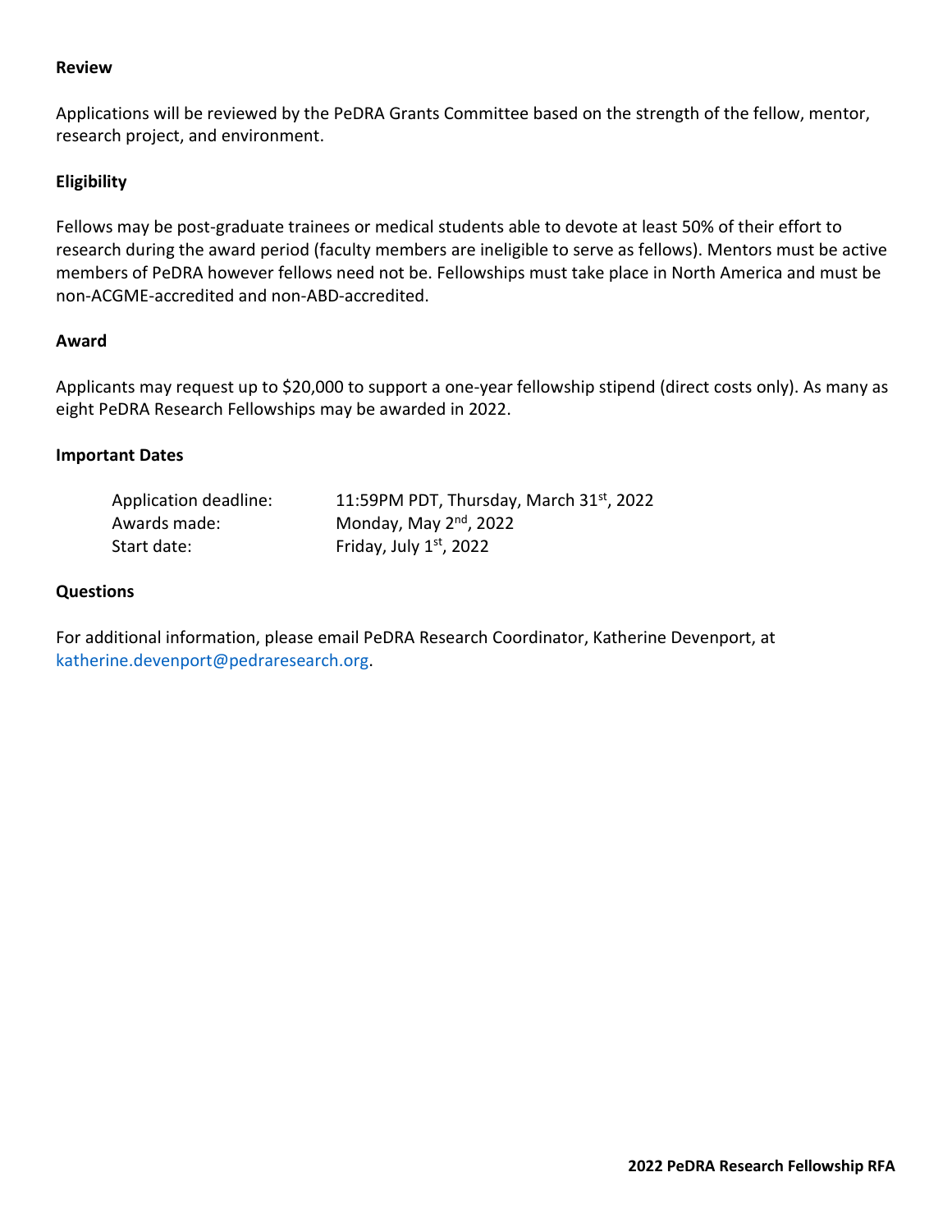**Review**

Applications will be reviewed by the PeDRA Grants Committee based on the strength of the fellow, mentor, research project, and environment.

**Eligibility**

Fellows may be post-graduate trainees or medical students able to devote at least 50% of their effort to research during the award period (faculty members are ineligible to serve as fellows). Mentors must be active members of PeDRA however fellows need not be. Fellowships must take place in North America and must be non-ACGME-accredited and non-ABD-accredited.

**Award**

Applicants may request up to $20,000 to support a one-year fellowship stipend (direct costs only). As many as eight PeDRA Research Fellowships may be awarded in 2022.

**Important Dates**

| | |
|---|---|
| Application deadline: | 11:59PM PDT, Thursday, March 31st, 2022 |
| Awards made: | Monday, May 2nd, 2022 |
| Start date: | Friday, July 1st, 2022 |

**Questions**

For additional information, please email PeDRA Research Coordinator, Katherine Devenport, at katherine.devenport@pedraresearch.org.